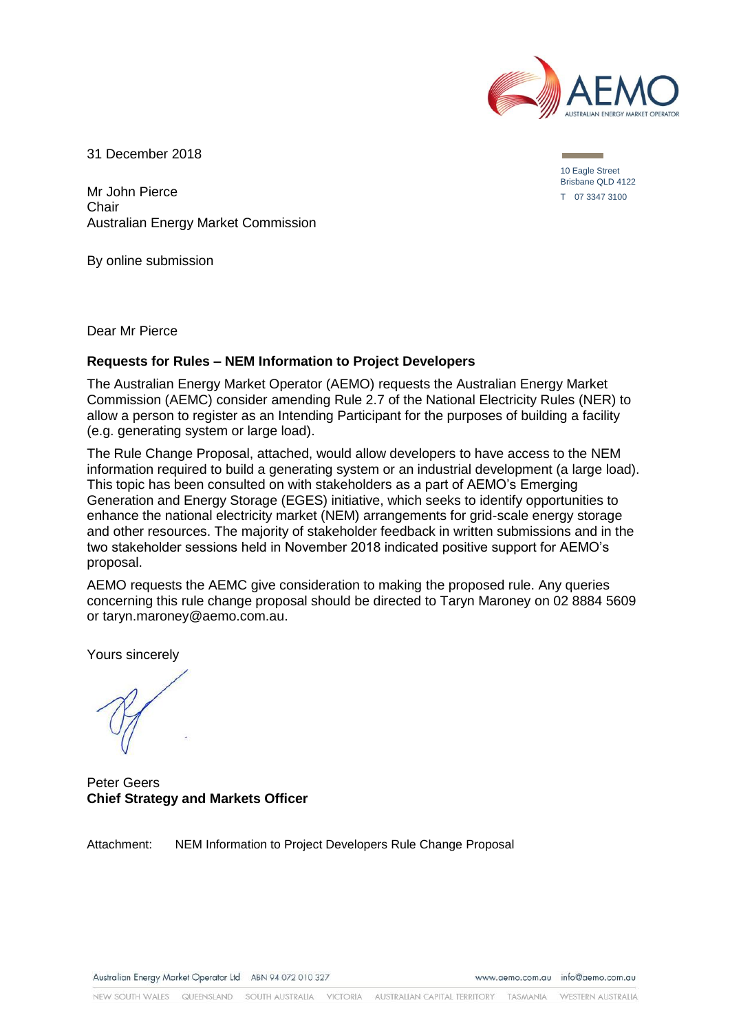31 December 2018

10 Eagle Street
Brisbane QLD 4122
T 07 3347 3100

Mr John Pierce
Chair
Australian Energy Market Commission

By online submission

Dear Mr Pierce

**Requests for Rules – NEM Information to Project Developers**

The Australian Energy Market Operator (AEMO) requests the Australian Energy Market Commission (AEMC) consider amending Rule 2.7 of the National Electricity Rules (NER) to allow a person to register as an Intending Participant for the purposes of building a facility (e.g. generating system or large load).

The Rule Change Proposal, attached, would allow developers to have access to the NEM information required to build a generating system or an industrial development (a large load). This topic has been consulted on with stakeholders as a part of AEMO's Emerging Generation and Energy Storage (EGES) initiative, which seeks to identify opportunities to enhance the national electricity market (NEM) arrangements for grid-scale energy storage and other resources. The majority of stakeholder feedback in written submissions and in the two stakeholder sessions held in November 2018 indicated positive support for AEMO's proposal.

AEMO requests the AEMC give consideration to making the proposed rule. Any queries concerning this rule change proposal should be directed to Taryn Maroney on 02 8884 5609 or taryn.maroney@aemo.com.au.

Yours sincerely

Peter Geers
**Chief Strategy and Markets Officer**

Attachment: NEM Information to Project Developers Rule Change Proposal

Australian Energy Market Operator Ltd ABN 94 072 010 327 www.aemo.com.au info@aemo.com.au

NEW SOUTH WALES QUEENSLAND SOUTH AUSTRALIA VICTORIA AUSTRALIAN CAPITAL TERRITORY TASMANIA WESTERN AUSTRALIA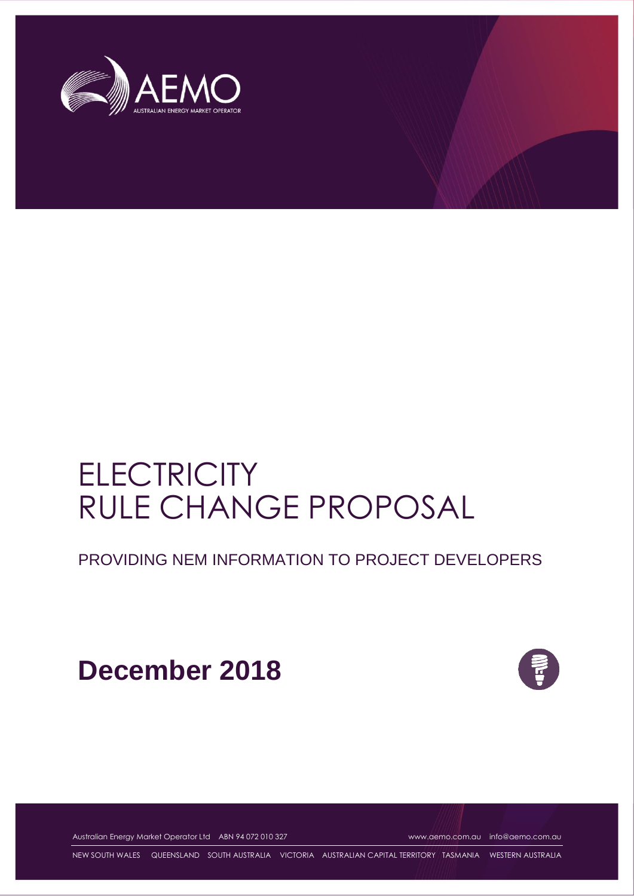# ELECTRICITY RULE CHANGE PROPOSAL

PROVIDING NEM INFORMATION TO PROJECT DEVELOPERS

**December 2018**

Australian Energy Market Operator Ltd ABN 94 072 010 327 www.aemo.com.au info@aemo.com.au

NEW SOUTH WALES QUEENSLAND SOUTH AUSTRALIA VICTORIA AUSTRALIAN CAPITAL TERRITORY TASMANIA WESTERN AUSTRALIA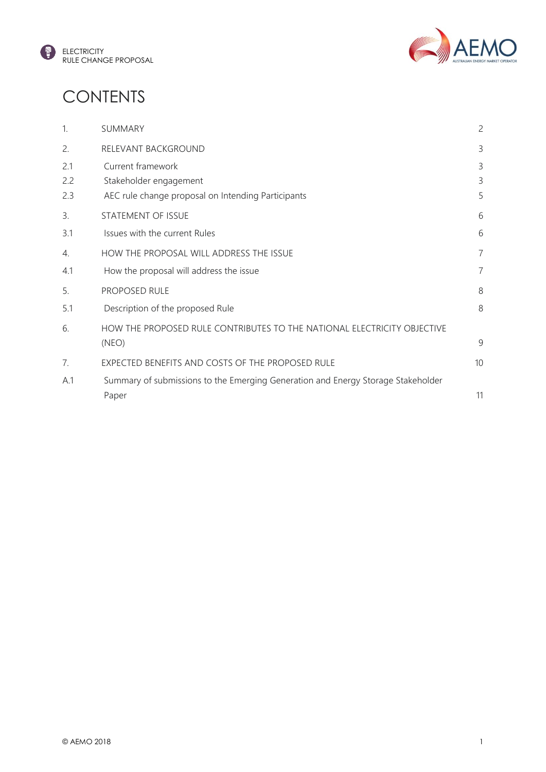# CONTENTS

| | | |
|---|---|---|
| 1. | SUMMARY | 2 |
| 2. | RELEVANT BACKGROUND | 3 |
| 2.1 | Current framework | 3 |
| 2.2 | Stakeholder engagement | 3 |
| 2.3 | AEC rule change proposal on Intending Participants | 5 |
| 3. | STATEMENT OF ISSUE | 6 |
| 3.1 | Issues with the current Rules | 6 |
| 4. | HOW THE PROPOSAL WILL ADDRESS THE ISSUE | 7 |
| 4.1 | How the proposal will address the issue | 7 |
| 5. | PROPOSED RULE | 8 |
| 5.1 | Description of the proposed Rule | 8 |
| 6. | HOW THE PROPOSED RULE CONTRIBUTES TO THE NATIONAL ELECTRICITY OBJECTIVE (NEO) | 9 |
| 7. | EXPECTED BENEFITS AND COSTS OF THE PROPOSED RULE | 10 |
| A.1 | Summary of submissions to the Emerging Generation and Energy Storage Stakeholder Paper | 11 |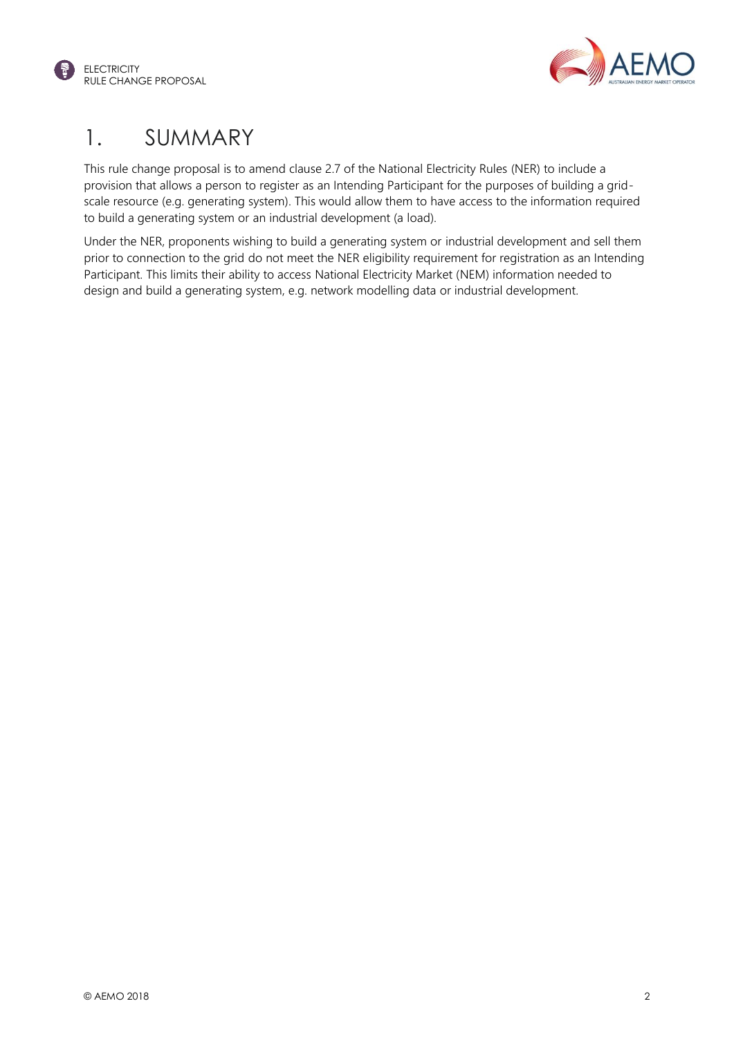# 1. SUMMARY

This rule change proposal is to amend clause 2.7 of the National Electricity Rules (NER) to include a provision that allows a person to register as an Intending Participant for the purposes of building a grid-scale resource (e.g. generating system). This would allow them to have access to the information required to build a generating system or an industrial development (a load).

Under the NER, proponents wishing to build a generating system or industrial development and sell them prior to connection to the grid do not meet the NER eligibility requirement for registration as an Intending Participant. This limits their ability to access National Electricity Market (NEM) information needed to design and build a generating system, e.g. network modelling data or industrial development.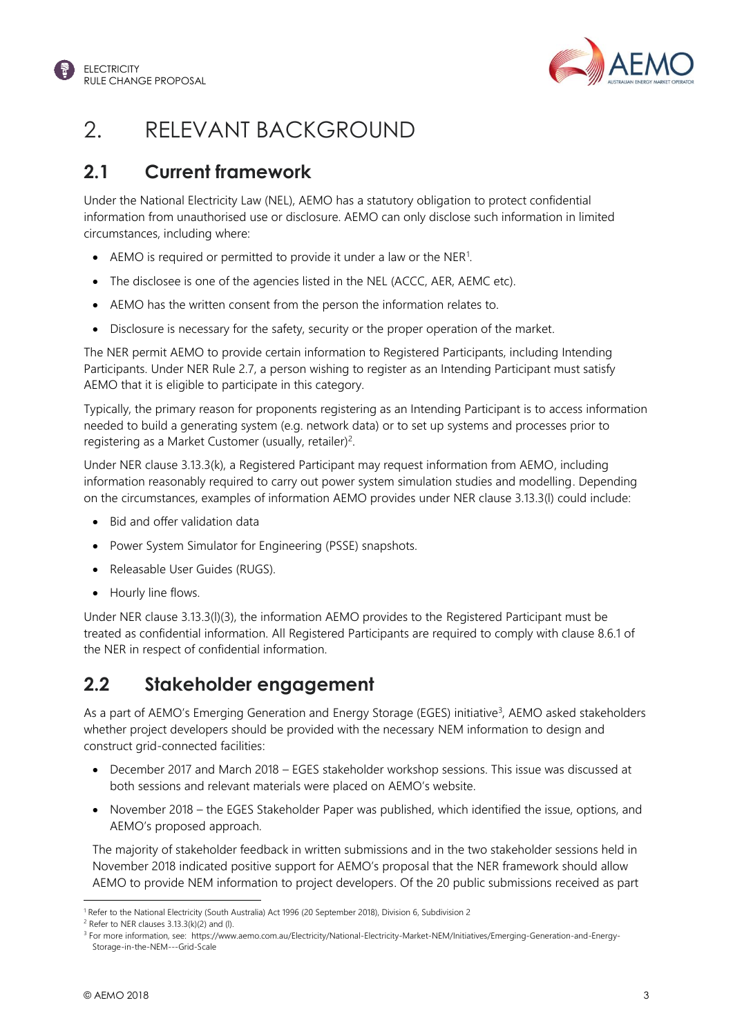# 2. RELEVANT BACKGROUND

## 2.1 Current framework

Under the National Electricity Law (NEL), AEMO has a statutory obligation to protect confidential information from unauthorised use or disclosure. AEMO can only disclose such information in limited circumstances, including where:

- AEMO is required or permitted to provide it under a law or the NER[1].
- The disclosee is one of the agencies listed in the NEL (ACCC, AER, AEMC etc).
- AEMO has the written consent from the person the information relates to.
- Disclosure is necessary for the safety, security or the proper operation of the market.

The NER permit AEMO to provide certain information to Registered Participants, including Intending Participants. Under NER Rule 2.7, a person wishing to register as an Intending Participant must satisfy AEMO that it is eligible to participate in this category.

Typically, the primary reason for proponents registering as an Intending Participant is to access information needed to build a generating system (e.g. network data) or to set up systems and processes prior to registering as a Market Customer (usually, retailer)[2].

Under NER clause 3.13.3(k), a Registered Participant may request information from AEMO, including information reasonably required to carry out power system simulation studies and modelling. Depending on the circumstances, examples of information AEMO provides under NER clause 3.13.3(l) could include:

- Bid and offer validation data
- Power System Simulator for Engineering (PSSE) snapshots.
- Releasable User Guides (RUGS).
- Hourly line flows.

Under NER clause 3.13.3(l)(3), the information AEMO provides to the Registered Participant must be treated as confidential information. All Registered Participants are required to comply with clause 8.6.1 of the NER in respect of confidential information.

## 2.2 Stakeholder engagement

As a part of AEMO's Emerging Generation and Energy Storage (EGES) initiative[3], AEMO asked stakeholders whether project developers should be provided with the necessary NEM information to design and construct grid-connected facilities:

- December 2017 and March 2018 – EGES stakeholder workshop sessions. This issue was discussed at both sessions and relevant materials were placed on AEMO's website.
- November 2018 – the EGES Stakeholder Paper was published, which identified the issue, options, and AEMO's proposed approach.

The majority of stakeholder feedback in written submissions and in the two stakeholder sessions held in November 2018 indicated positive support for AEMO's proposal that the NER framework should allow AEMO to provide NEM information to project developers. Of the 20 public submissions received as part

---

[1] Refer to the National Electricity (South Australia) Act 1996 (20 September 2018), Division 6, Subdivision 2

[2] Refer to NER clauses 3.13.3(k)(2) and (l).

[3] For more information, see: https://www.aemo.com.au/Electricity/National-Electricity-Market-NEM/Initiatives/Emerging-Generation-and-Energy-Storage-in-the-NEM---Grid-Scale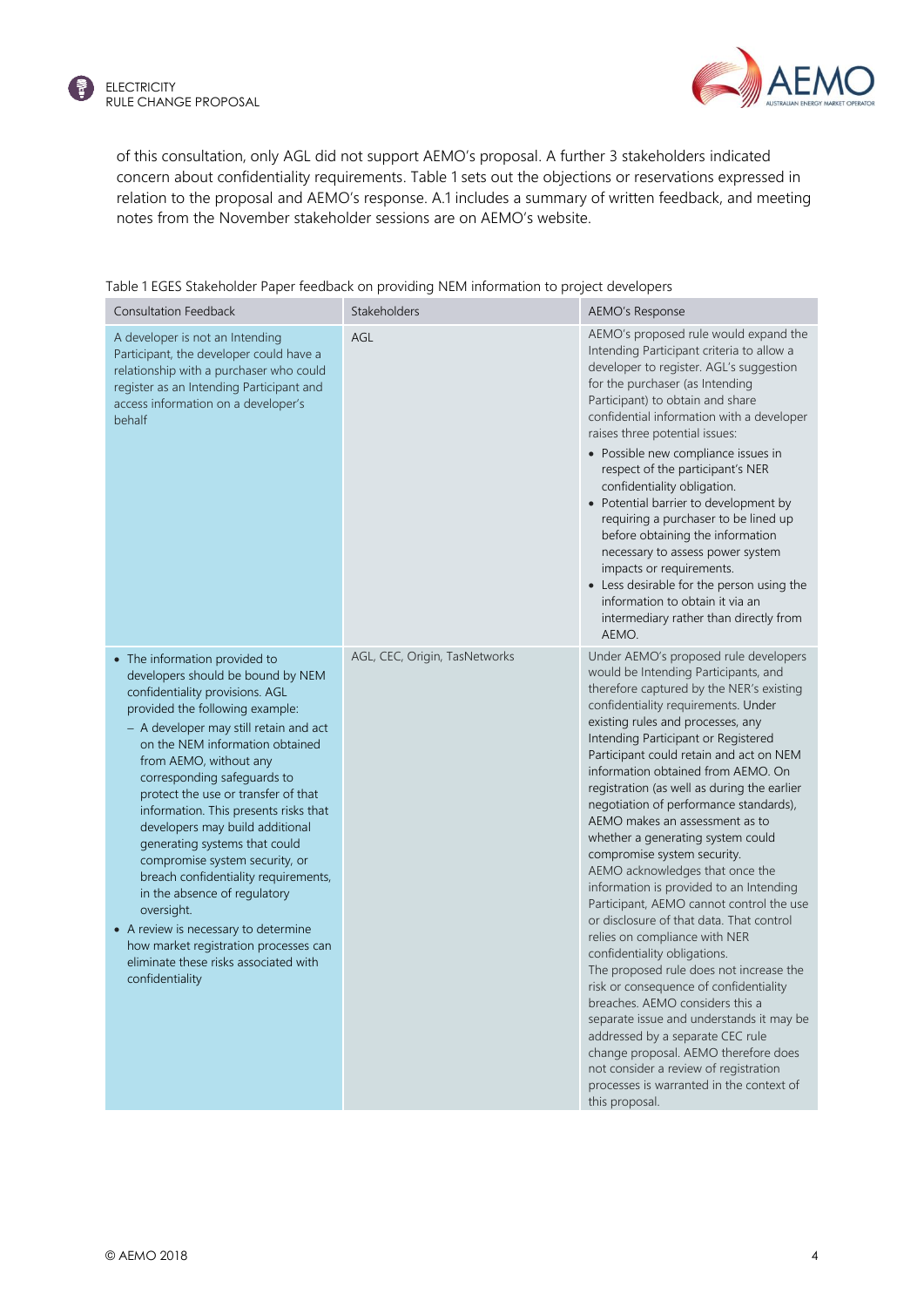of this consultation, only AGL did not support AEMO's proposal. A further 3 stakeholders indicated concern about confidentiality requirements. Table 1 sets out the objections or reservations expressed in relation to the proposal and AEMO's response. A.1 includes a summary of written feedback, and meeting notes from the November stakeholder sessions are on AEMO's website.

Table 1 EGES Stakeholder Paper feedback on providing NEM information to project developers

| Consultation Feedback | Stakeholders | AEMO's Response |
|---|---|---|
| A developer is not an Intending Participant, the developer could have a relationship with a purchaser who could register as an Intending Participant and access information on a developer's behalf | AGL | AEMO's proposed rule would expand the Intending Participant criteria to allow a developer to register. AGL's suggestion for the purchaser (as Intending Participant) to obtain and share confidential information with a developer raises three potential issues:<br>• Possible new compliance issues in respect of the participant's NER confidentiality obligation.<br>• Potential barrier to development by requiring a purchaser to be lined up before obtaining the information necessary to assess power system impacts or requirements.<br>• Less desirable for the person using the information to obtain it via an intermediary rather than directly from AEMO. |
| • The information provided to developers should be bound by NEM confidentiality provisions. AGL provided the following example:<br>– A developer may still retain and act on the NEM information obtained from AEMO, without any corresponding safeguards to protect the use or transfer of that information. This presents risks that developers may build additional generating systems that could compromise system security, or breach confidentiality requirements, in the absence of regulatory oversight.<br>• A review is necessary to determine how market registration processes can eliminate these risks associated with confidentiality | AGL, CEC, Origin, TasNetworks | Under AEMO's proposed rule developers would be Intending Participants, and therefore captured by the NER's existing confidentiality requirements. Under existing rules and processes, any Intending Participant or Registered Participant could retain and act on NEM information obtained from AEMO. On registration (as well as during the earlier negotiation of performance standards), AEMO makes an assessment as to whether a generating system could compromise system security.<br>AEMO acknowledges that once the information is provided to an Intending Participant, AEMO cannot control the use or disclosure of that data. That control relies on compliance with NER confidentiality obligations.<br>The proposed rule does not increase the risk or consequence of confidentiality breaches. AEMO considers this a separate issue and understands it may be addressed by a separate CEC rule change proposal. AEMO therefore does not consider a review of registration processes is warranted in the context of this proposal. |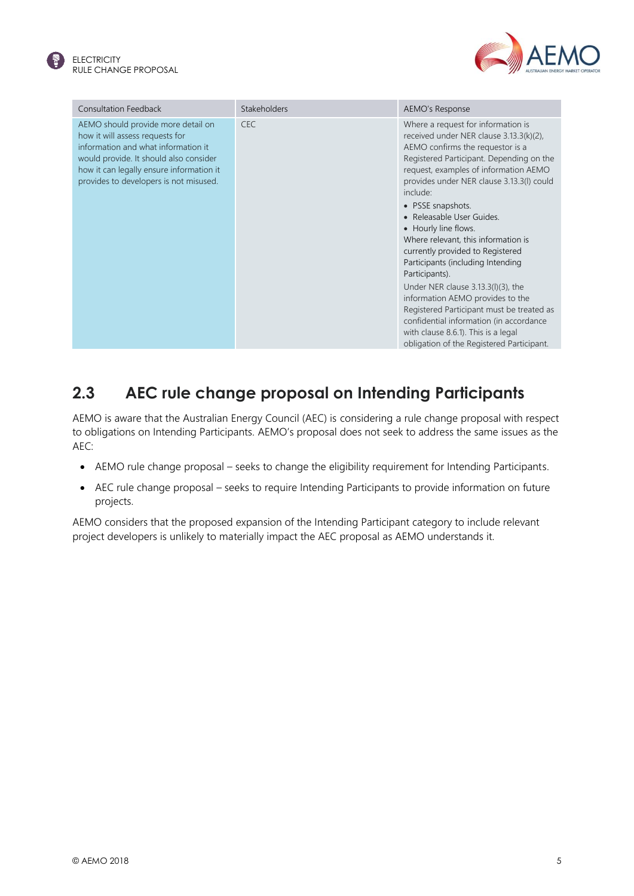| Consultation Feedback | Stakeholders | AEMO's Response |
| --- | --- | --- |
| AEMO should provide more detail on how it will assess requests for information and what information it would provide. It should also consider how it can legally ensure information it provides to developers is not misused. | CEC | Where a request for information is received under NER clause 3.13.3(k)(2), AEMO confirms the requestor is a Registered Participant. Depending on the request, examples of information AEMO provides under NER clause 3.13.3(l) could include:<br>• PSSE snapshots.<br>• Releasable User Guides.<br>• Hourly line flows.<br>Where relevant, this information is currently provided to Registered Participants (including Intending Participants).<br>Under NER clause 3.13.3(l)(3), the information AEMO provides to the Registered Participant must be treated as confidential information (in accordance with clause 8.6.1). This is a legal obligation of the Registered Participant. |

## 2.3 AEC rule change proposal on Intending Participants

AEMO is aware that the Australian Energy Council (AEC) is considering a rule change proposal with respect to obligations on Intending Participants. AEMO's proposal does not seek to address the same issues as the AEC:

- AEMO rule change proposal – seeks to change the eligibility requirement for Intending Participants.
- AEC rule change proposal – seeks to require Intending Participants to provide information on future projects.

AEMO considers that the proposed expansion of the Intending Participant category to include relevant project developers is unlikely to materially impact the AEC proposal as AEMO understands it.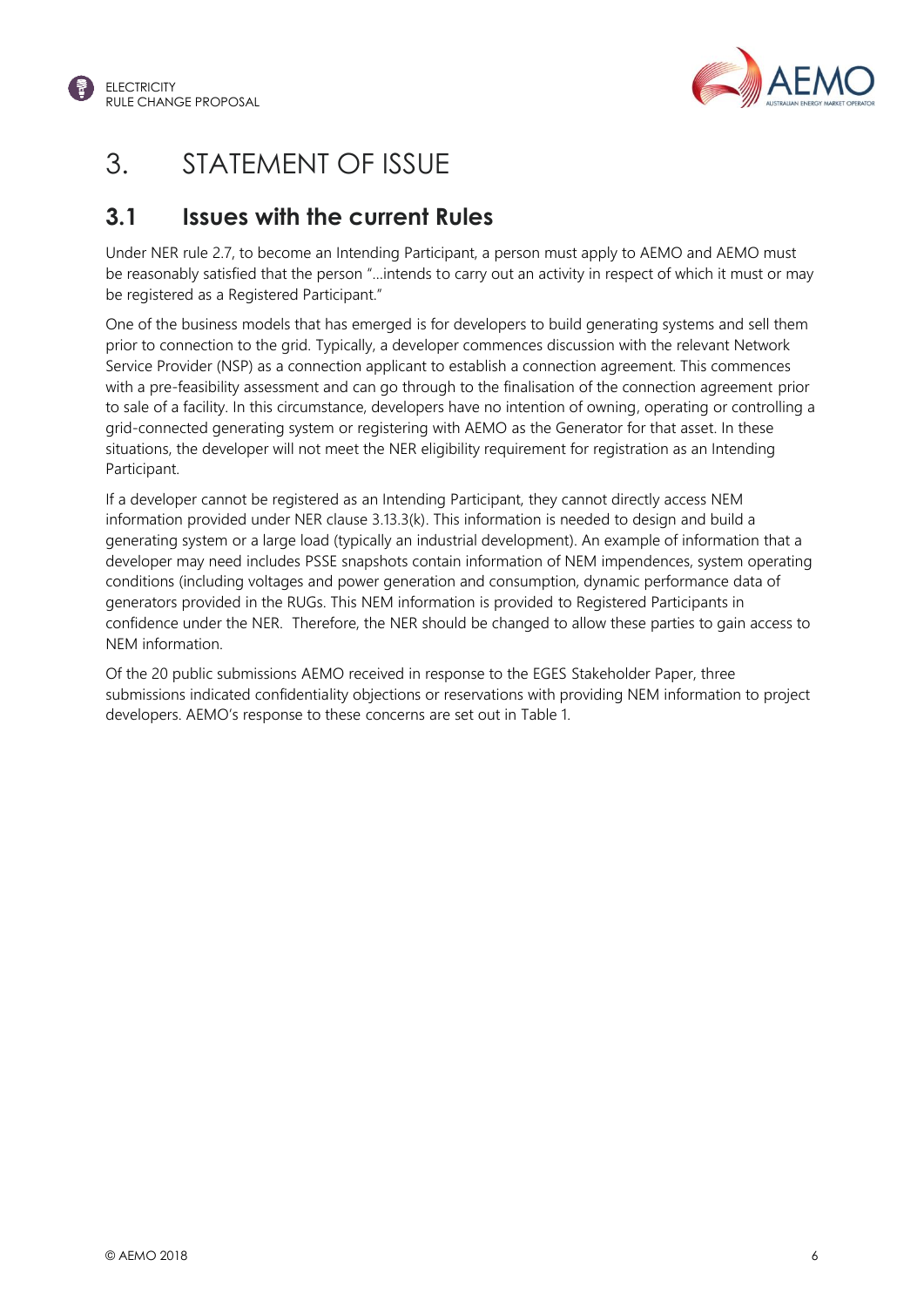# 3. STATEMENT OF ISSUE

## 3.1 Issues with the current Rules

Under NER rule 2.7, to become an Intending Participant, a person must apply to AEMO and AEMO must be reasonably satisfied that the person "…intends to carry out an activity in respect of which it must or may be registered as a Registered Participant."

One of the business models that has emerged is for developers to build generating systems and sell them prior to connection to the grid. Typically, a developer commences discussion with the relevant Network Service Provider (NSP) as a connection applicant to establish a connection agreement. This commences with a pre-feasibility assessment and can go through to the finalisation of the connection agreement prior to sale of a facility. In this circumstance, developers have no intention of owning, operating or controlling a grid-connected generating system or registering with AEMO as the Generator for that asset. In these situations, the developer will not meet the NER eligibility requirement for registration as an Intending Participant.

If a developer cannot be registered as an Intending Participant, they cannot directly access NEM information provided under NER clause 3.13.3(k). This information is needed to design and build a generating system or a large load (typically an industrial development). An example of information that a developer may need includes PSSE snapshots contain information of NEM impendences, system operating conditions (including voltages and power generation and consumption, dynamic performance data of generators provided in the RUGs. This NEM information is provided to Registered Participants in confidence under the NER. Therefore, the NER should be changed to allow these parties to gain access to NEM information.

Of the 20 public submissions AEMO received in response to the EGES Stakeholder Paper, three submissions indicated confidentiality objections or reservations with providing NEM information to project developers. AEMO's response to these concerns are set out in Table 1.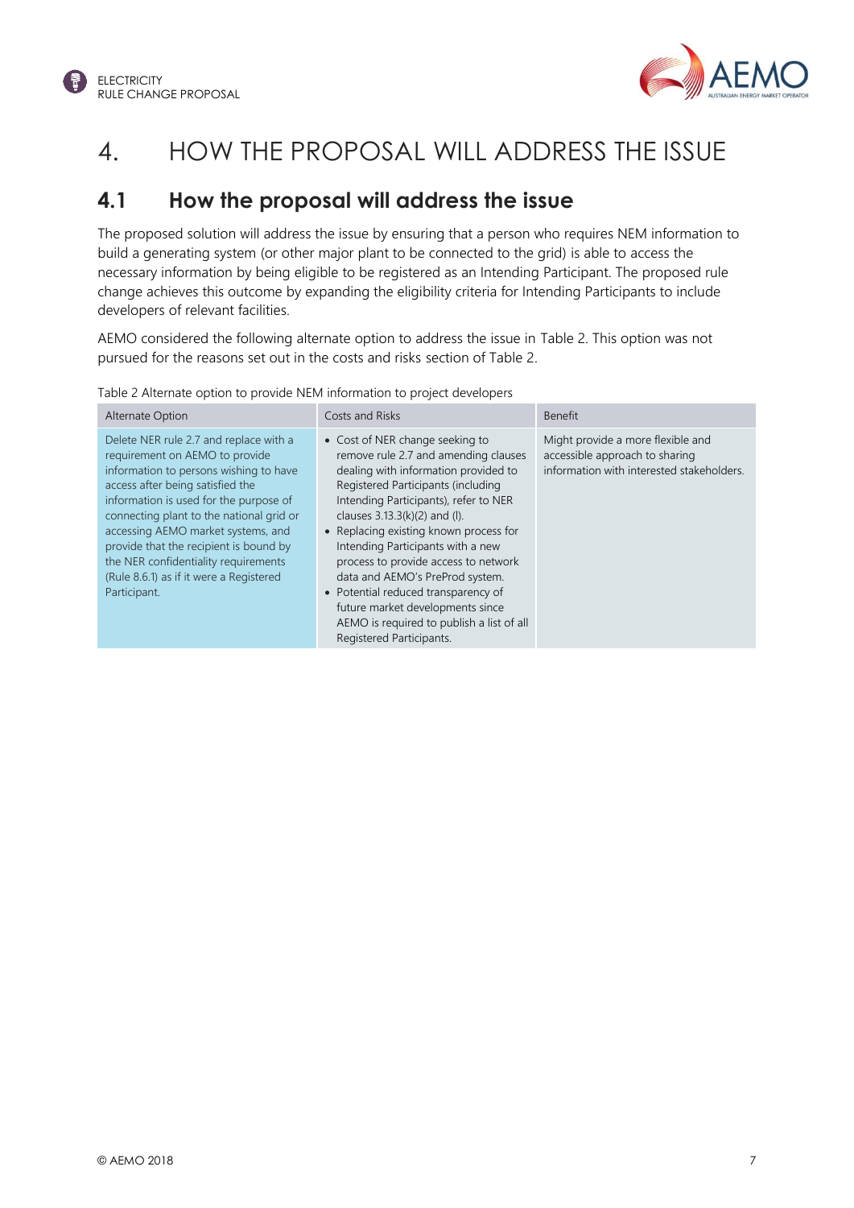# 4. HOW THE PROPOSAL WILL ADDRESS THE ISSUE

## 4.1 How the proposal will address the issue

The proposed solution will address the issue by ensuring that a person who requires NEM information to build a generating system (or other major plant to be connected to the grid) is able to access the necessary information by being eligible to be registered as an Intending Participant. The proposed rule change achieves this outcome by expanding the eligibility criteria for Intending Participants to include developers of relevant facilities.

AEMO considered the following alternate option to address the issue in Table 2. This option was not pursued for the reasons set out in the costs and risks section of Table 2.

Table 2 Alternate option to provide NEM information to project developers

| Alternate Option | Costs and Risks | Benefit |
|---|---|---|
| Delete NER rule 2.7 and replace with a requirement on AEMO to provide information to persons wishing to have access after being satisfied the information is used for the purpose of connecting plant to the national grid or accessing AEMO market systems, and provide that the recipient is bound by the NER confidentiality requirements (Rule 8.6.1) as if it were a Registered Participant. | • Cost of NER change seeking to remove rule 2.7 and amending clauses dealing with information provided to Registered Participants (including Intending Participants), refer to NER clauses 3.13.3(k)(2) and (l).<br>• Replacing existing known process for Intending Participants with a new process to provide access to network data and AEMO's PreProd system.<br>• Potential reduced transparency of future market developments since AEMO is required to publish a list of all Registered Participants. | Might provide a more flexible and accessible approach to sharing information with interested stakeholders. |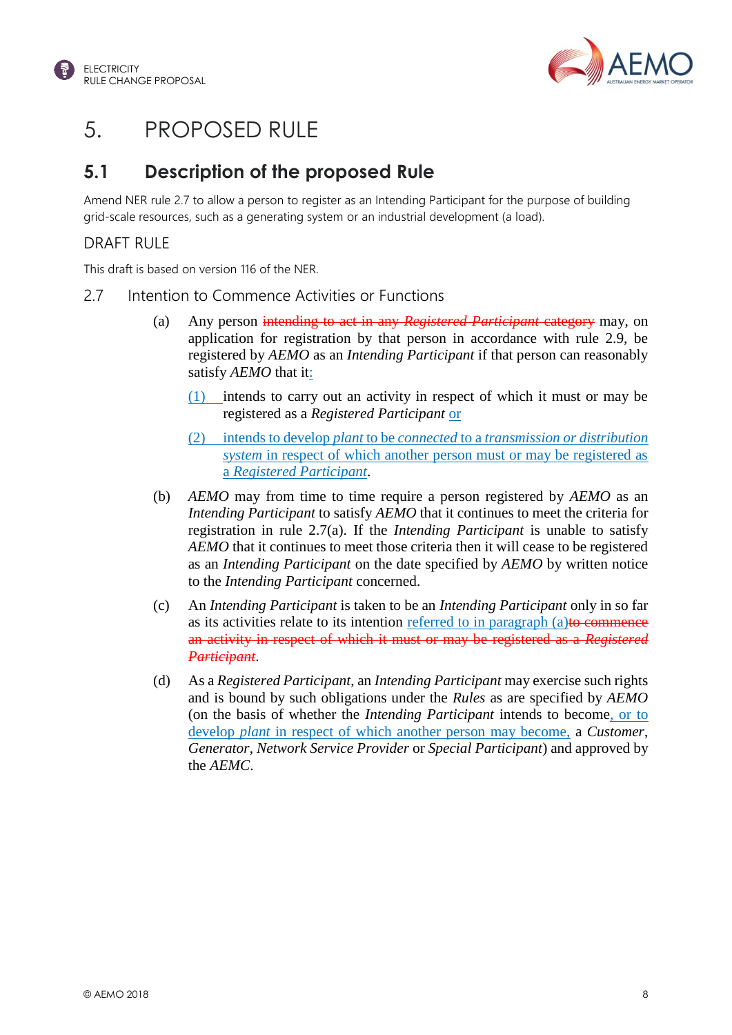# 5. PROPOSED RULE

## 5.1 Description of the proposed Rule

Amend NER rule 2.7 to allow a person to register as an Intending Participant for the purpose of building grid-scale resources, such as a generating system or an industrial development (a load).

### DRAFT RULE

This draft is based on version 116 of the NER.

### 2.7 Intention to Commence Activities or Functions

(a) Any person ~~intending to act in any *Registered Participant* category~~ may, on application for registration by that person in accordance with rule 2.9, be registered by *AEMO* as an *Intending Participant* if that person can reasonably satisfy *AEMO* that it<u>:</u>

<u>(1)</u> intends to carry out an activity in respect of which it must or may be registered as a *Registered Participant* <u>or</u>

<u>(2) intends to develop *plant* to be *connected* to a *transmission or distribution system* in respect of which another person must or may be registered as a *Registered Participant*</u>.

(b) *AEMO* may from time to time require a person registered by *AEMO* as an *Intending Participant* to satisfy *AEMO* that it continues to meet the criteria for registration in rule 2.7(a). If the *Intending Participant* is unable to satisfy *AEMO* that it continues to meet those criteria then it will cease to be registered as an *Intending Participant* on the date specified by *AEMO* by written notice to the *Intending Participant* concerned.

(c) An *Intending Participant* is taken to be an *Intending Participant* only in so far as its activities relate to its intention <u>referred to in paragraph (a)</u>~~to commence an activity in respect of which it must or may be registered as a *Registered Participant*~~.

(d) As a *Registered Participant*, an *Intending Participant* may exercise such rights and is bound by such obligations under the *Rules* as are specified by *AEMO* (on the basis of whether the *Intending Participant* intends to become<u>, or to develop *plant* in respect of which another person may become,</u> a *Customer*, *Generator*, *Network Service Provider* or *Special Participant*) and approved by the *AEMC*.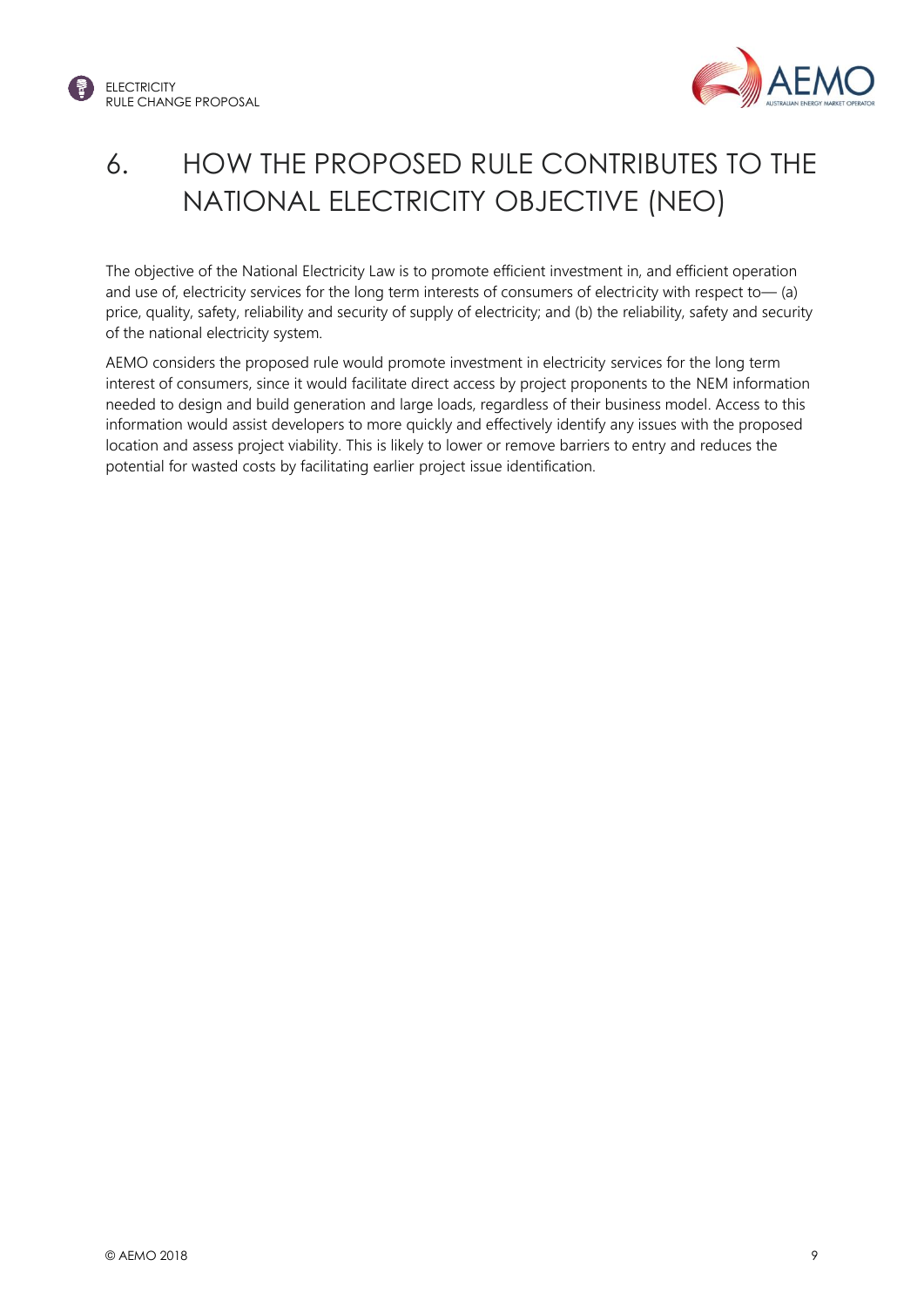# 6. HOW THE PROPOSED RULE CONTRIBUTES TO THE NATIONAL ELECTRICITY OBJECTIVE (NEO)

The objective of the National Electricity Law is to promote efficient investment in, and efficient operation and use of, electricity services for the long term interests of consumers of electricity with respect to— (a) price, quality, safety, reliability and security of supply of electricity; and (b) the reliability, safety and security of the national electricity system.

AEMO considers the proposed rule would promote investment in electricity services for the long term interest of consumers, since it would facilitate direct access by project proponents to the NEM information needed to design and build generation and large loads, regardless of their business model. Access to this information would assist developers to more quickly and effectively identify any issues with the proposed location and assess project viability. This is likely to lower or remove barriers to entry and reduces the potential for wasted costs by facilitating earlier project issue identification.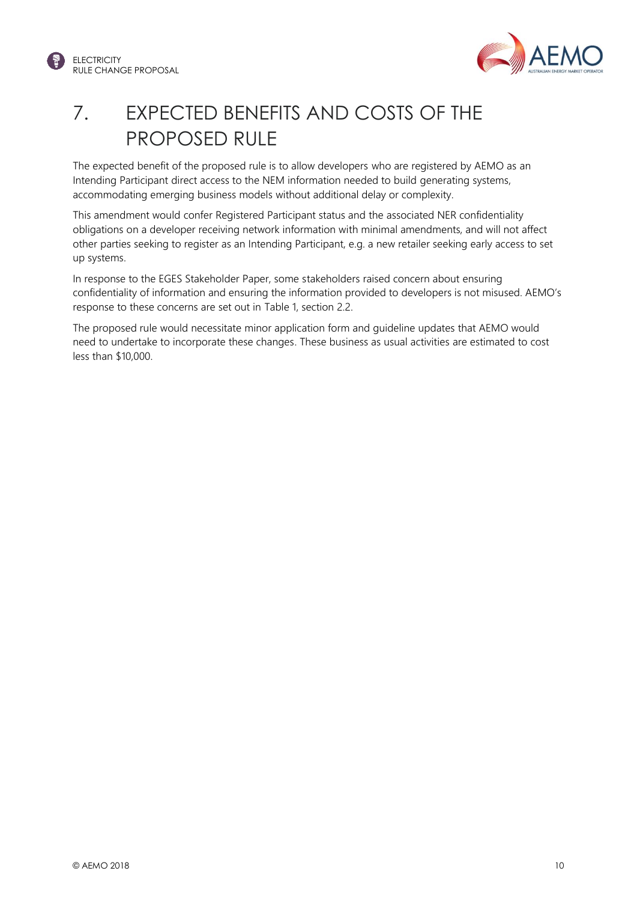# 7. EXPECTED BENEFITS AND COSTS OF THE PROPOSED RULE

The expected benefit of the proposed rule is to allow developers who are registered by AEMO as an Intending Participant direct access to the NEM information needed to build generating systems, accommodating emerging business models without additional delay or complexity.

This amendment would confer Registered Participant status and the associated NER confidentiality obligations on a developer receiving network information with minimal amendments, and will not affect other parties seeking to register as an Intending Participant, e.g. a new retailer seeking early access to set up systems.

In response to the EGES Stakeholder Paper, some stakeholders raised concern about ensuring confidentiality of information and ensuring the information provided to developers is not misused. AEMO's response to these concerns are set out in Table 1, section 2.2.

The proposed rule would necessitate minor application form and guideline updates that AEMO would need to undertake to incorporate these changes. These business as usual activities are estimated to cost less than $10,000.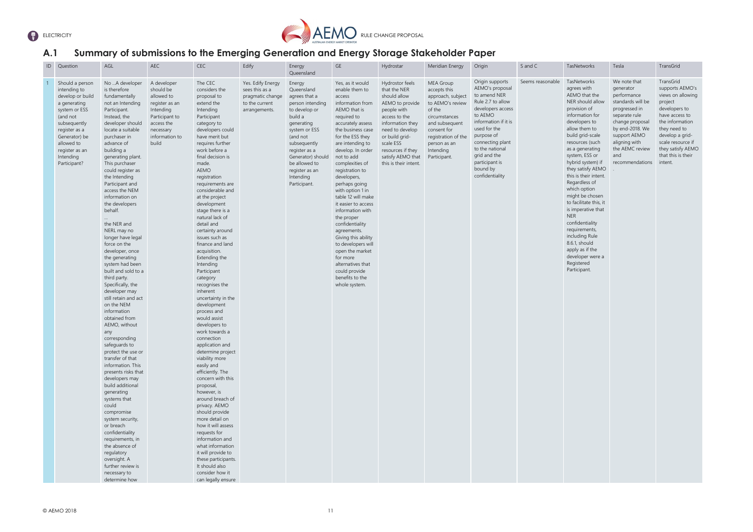## A.1 Summary of submissions to the Emerging Generation and Energy Storage Stakeholder Paper

| ID | Question | AGL | AEC | CEC | Edify | Energy Queensland | GE | Hydrostar | Meridian Energy | Origin | S and C | TasNetworks | Tesla | TransGrid |
|---|---|---|---|---|---|---|---|---|---|---|---|---|---|---|
| 1 | Should a person intending to develop or build a generating system or ESS (and not subsequently register as a Generator) be allowed to register as an Intending Participant? | No ...A developer is therefore fundamentally not an Intending Participant. Instead, the developer should locate a suitable purchaser in advance of building a generating plant. This purchaser could register as the Intending Participant and access the NEM information on the developers behalf. ... the NER and NERL may no longer have legal force on the developer, once the generating system had been built and sold to a third party. Specifically, the developer may still retain and act on the NEM information obtained from AEMO, without any corresponding safeguards to protect the use or transfer of that information. This presents risks that developers may build additional generating systems that could compromise system security, or breach confidentiality requirements, in the absence of regulatory oversight. A further review is necessary to determine how | A developer should be allowed to register as an Intending Participant to access the necessary information to build | The CEC considers the proposal to extend the Intending Participant category to developers could have merit but requires further work before a final decision is made. AEMO registration requirements are considerable and at the project development stage there is a natural lack of detail and certainty around issues such as finance and land acquisition. Extending the Intending Participant category recognises the inherent uncertainty in the development process and would assist developers to work towards a connection application and determine project viability more easily and efficiently. The concern with this proposal, however, is around breach of privacy. AEMO should provide more detail on how it will assess requests for information and what information it will provide to these participants. It should also consider how it can legally ensure | Yes. Edify Energy sees this as a pragmatic change to the current arrangements. | Energy Queensland agrees that a person intending to develop or build a generating system or ESS (and not subsequently register as a Generator) should be allowed to register as an Intending Participant. | Yes, as it would enable them to access information from AEMO that is required to accurately assess the business case for the ESS they are intending to develop. In order not to add complexities of registration to developers, perhaps going with option 1 in table 12 will make it easier to access information with the proper confidentiality agreements. Giving this ability to developers will open the market for more alternatives that could provide benefits to the whole system. | Hydrostor feels that the NER should allow AEMO to provide people with access to the information they need to develop or build grid-scale ESS resources if they satisfy AEMO that this is their intent. | MEA Group accepts this approach, subject to AEMO's review of the circumstances and subsequent consent for registration of the person as an Intending Participant. | Origin supports AEMO's proposal to amend NER Rule 2.7 to allow developers access to AEMO information if it is used for the purpose of connecting plant to the national grid and the participant is bound by confidentiality | Seems reasonable | TasNetworks agrees with AEMO that the NER should allow provision of information for developers to allow them to build grid-scale resources (such as a generating system, ESS or hybrid system) if they satisfy AEMO this is their intent. Regardless of which option might be chosen to facilitate this, it is imperative that NER confidentiality requirements, including Rule 8.6.1, should apply as if the developer were a Registered Participant. | We note that generator performance standards will be progressed in separate rule change proposal by end-2018. We support AEMO aligning with the AEMC review and recommendations . | TransGrid supports AEMO's views on allowing project developers to have access to the information they need to develop a grid-scale resource if they satisfy AEMO that this is their intent. |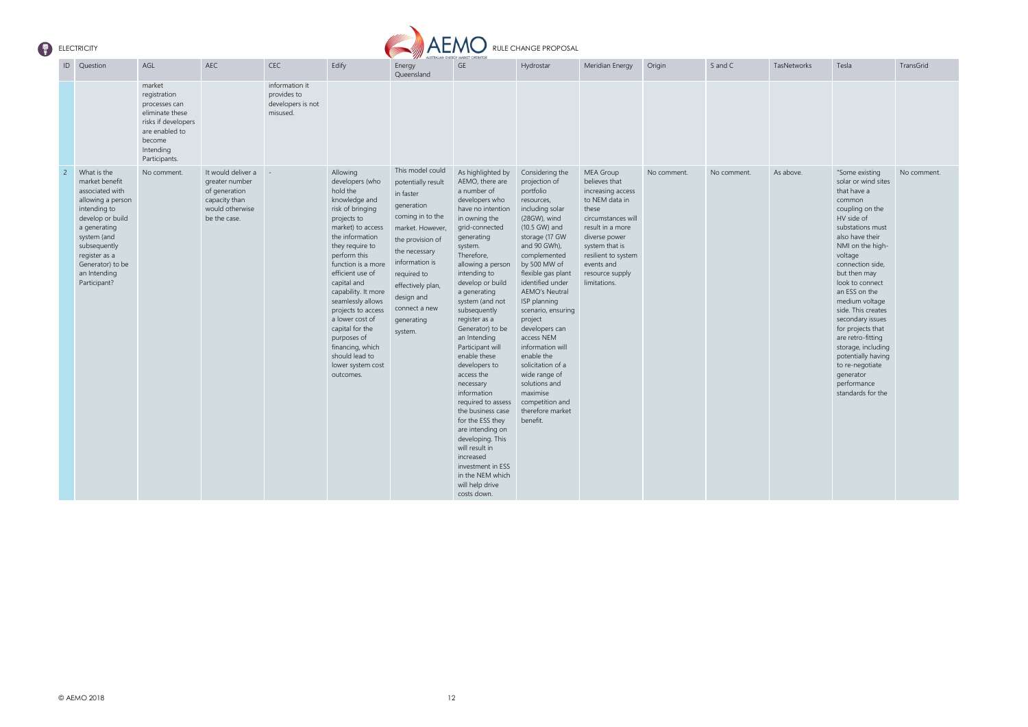| ID | Question | AGL | AEC | CEC | Edify | Energy Queensland | GE | Hydrostar | Meridian Energy | Origin | S and C | TasNetworks | Tesla | TransGrid |
|---|---|---|---|---|---|---|---|---|---|---|---|---|---|---|
| | | market registration processes can eliminate these risks if developers are enabled to become Intending Participants. | | information it provides to developers is not misused. | | | | | | | | | | |
| 2 | What is the market benefit associated with allowing a person intending to develop or build a generating system (and subsequently register as a Generator) to be an Intending Participant? | No comment. | It would deliver a greater number of generation capacity than would otherwise be the case. | - | Allowing developers (who hold the knowledge and risk of bringing projects to market) to access the information they require to perform this function is a more efficient use of capital and capability. It more seamlessly allows projects to access a lower cost of capital for the purposes of financing, which should lead to lower system cost outcomes. | This model could potentially result in faster generation coming in to the market. However, the provision of the necessary information is required to effectively plan, design and connect a new generating system. | As highlighted by AEMO, there are a number of developers who have no intention in owning the grid-connected generating system. Therefore, allowing a person intending to develop or build a generating system (and not subsequently register as a Generator) to be an Intending Participant will enable these developers to access the necessary information required to assess the business case for the ESS they are intending on developing. This will result in increased investment in ESS in the NEM which will help drive costs down. | Considering the projection of portfolio resources, including solar (28GW), wind (17 GW and 90 GWh), complemented by 500 MW of flexible gas plant identified under AEMO's Neutral ISP planning scenario, ensuring project developers can access NEM information will enable the solicitation of a wide range of solutions and maximise competition and therefore market benefit. | MEA Group believes that increasing access to NEM data in these circumstances will result in a more diverse power system that is resilient to system events and resource supply limitations. | No comment. | No comment. | As above. | "Some existing solar or wind sites that have a common coupling on the HV side of substations must also have their NMI on the high-voltage connection side, but then may look to connect an ESS on the medium voltage side. This creates secondary issues for projects that are retro-fitting storage, including potentially having to re-negotiate generator performance standards for the | No comment. |

| ID | Question | AGL | AEC | CEC | Edify | Energy Queensland | GE | Hydrostar | Meridian Energy | Origin | S and C | TasNetworks | Tesla | TransGrid |
|---|---|---|---|---|---|---|---|---|---|---|---|---|---|---|
| | | market registration processes can eliminate these risks if developers are enabled to become Intending Participants. | | information it provides to developers is not misused. | | | | | | | | | | |
| 2 | What is the market benefit associated with allowing a person intending to develop or build a generating system (and subsequently register as a Generator) to be an Intending Participant? | No comment. | It would deliver a greater number of generation capacity than would otherwise be the case. | - | Allowing developers (who hold the knowledge and risk of bringing projects to market) to access the information they require to perform this function is a more efficient use of capital and capability. It more seamlessly allows projects to access a lower cost of capital for the purposes of financing, which should lead to lower system cost outcomes. | This model could potentially result in faster generation coming in to the market. However, the provision of the necessary information is required to effectively plan, design and connect a new generating system. | As highlighted by AEMO, there are a number of developers who have no intention in owning the grid-connected generating system. Therefore, allowing a person intending to develop or build a generating system (and not subsequently register as a Generator) to be an Intending Participant will enable these developers to access the necessary information required to assess the business case for the ESS they are intending on developing. This will result in increased investment in ESS in the NEM which will help drive costs down. | Considering the projection of portfolio resources, including solar (28GW), wind (10.5 GW) and storage (17 GW and 90 GWh), complemented by 500 MW of flexible gas plant identified under AEMO's Neutral ISP planning scenario, ensuring project developers can access NEM information will enable the solicitation of a wide range of solutions and maximise competition and therefore market benefit. | MEA Group believes that increasing access to NEM data in these circumstances will result in a more diverse power system that is resilient to system events and resource supply limitations. | No comment. | No comment. | As above. | "Some existing solar or wind sites that have a common coupling on the HV side of substations must also have their NMI on the high-voltage connection side, but then may look to connect an ESS on the medium voltage side. This creates secondary issues for projects that are retro-fitting storage, including potentially having to re-negotiate generator performance standards for the | No comment. |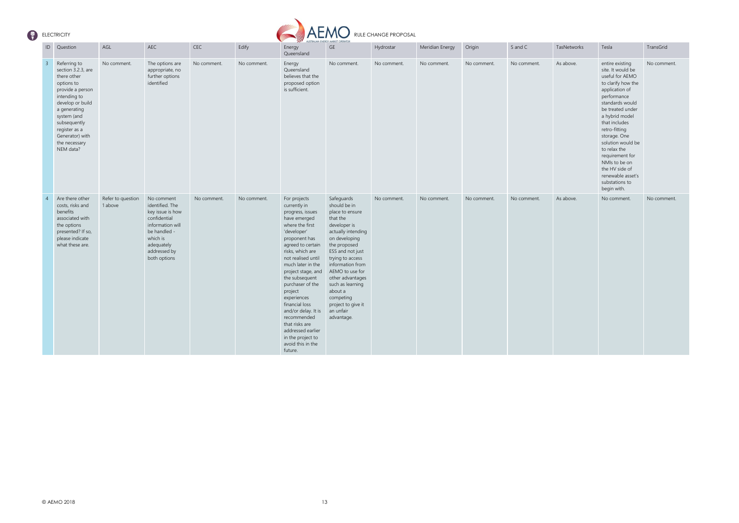| ID | Question | AGL | AEC | CEC | Edify | Energy Queensland | GE | Hydrostar | Meridian Energy | Origin | S and C | TasNetworks | Tesla | TransGrid |
|---|---|---|---|---|---|---|---|---|---|---|---|---|---|---|
| 3 | Referring to section 3.2.3, are there other options to provide a person intending to develop or build a generating system (and subsequently register as a Generator) with the necessary NEM data? | No comment. | The options are appropriate, no further options identified | No comment. | No comment. | Energy Queensland believes that the proposed option is sufficient. | No comment. | No comment. | No comment. | No comment. | No comment. | As above. | entire existing site. It would be useful for AEMO to clarify how the application of performance standards would be treated under a hybrid model that includes retro-fitting storage. One solution would be to relax the requirement for NMIs to be on the HV side of renewable asset's substations to begin with. | No comment. |
| 4 | Are there other costs, risks and benefits associated with the options presented? If so, please indicate what these are. | Refer to question 1 above | No comment identified. The key issue is how confidential information will be handled - which is adequately addressed by both options | No comment. | No comment. | For projects currently in progress, issues have emerged where the first 'developer' proponent has agreed to certain risks, which are not realised until much later in the project stage, and the subsequent purchaser of the project experiences financial loss and/or delay. It is recommended that risks are addressed earlier in the project to avoid this in the future. | Safeguards should be in place to ensure that the developer is actually intending on developing the proposed ESS and not just trying to access information from AEMO to use for other advantages such as learning about a competing project to give it an unfair advantage. | No comment. | No comment. | No comment. | No comment. | As above. | No comment. | No comment. |